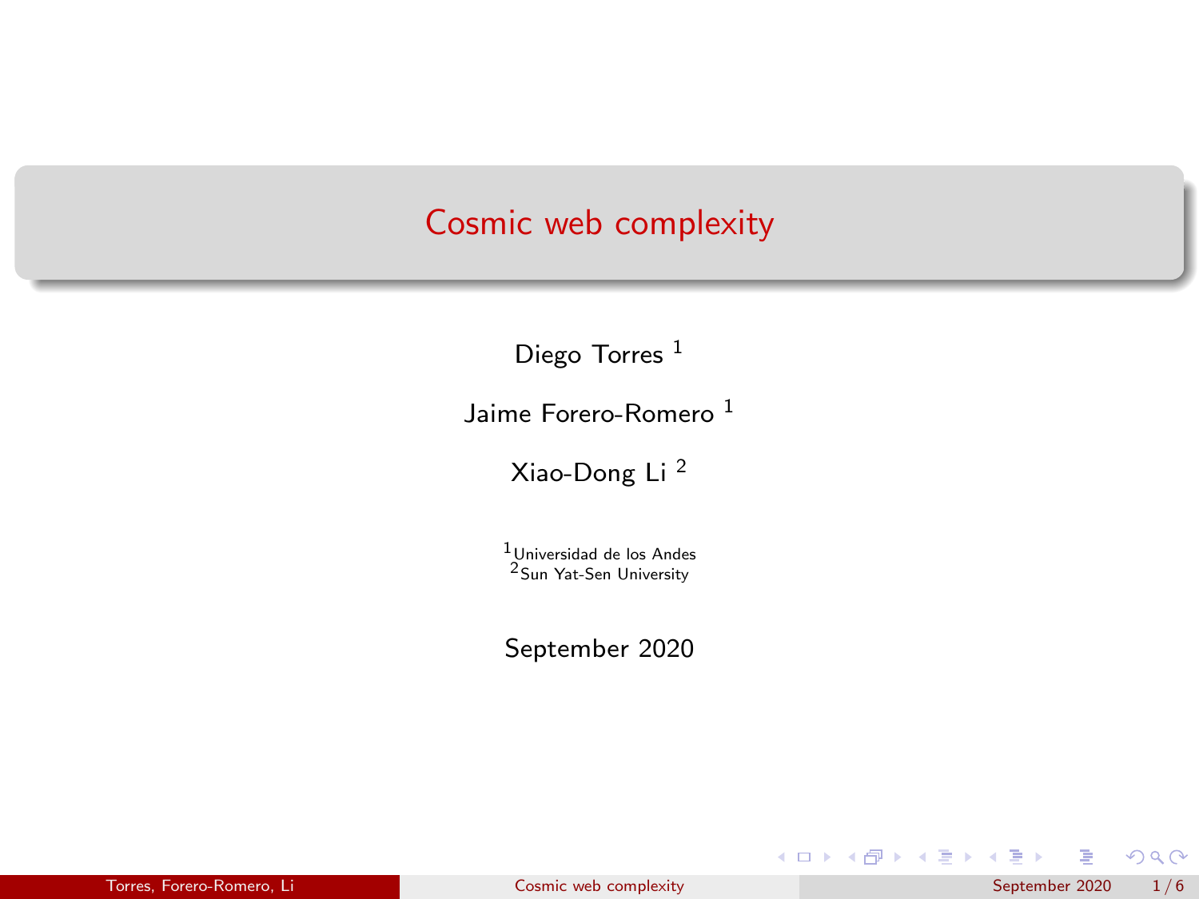# Cosmic web complexity

Diego Torres [1]

Jaime Forero-Romero [1]

Xiao-Dong Li [2]

[1] Universidad de los Andes
[2] Sun Yat-Sen University

September 2020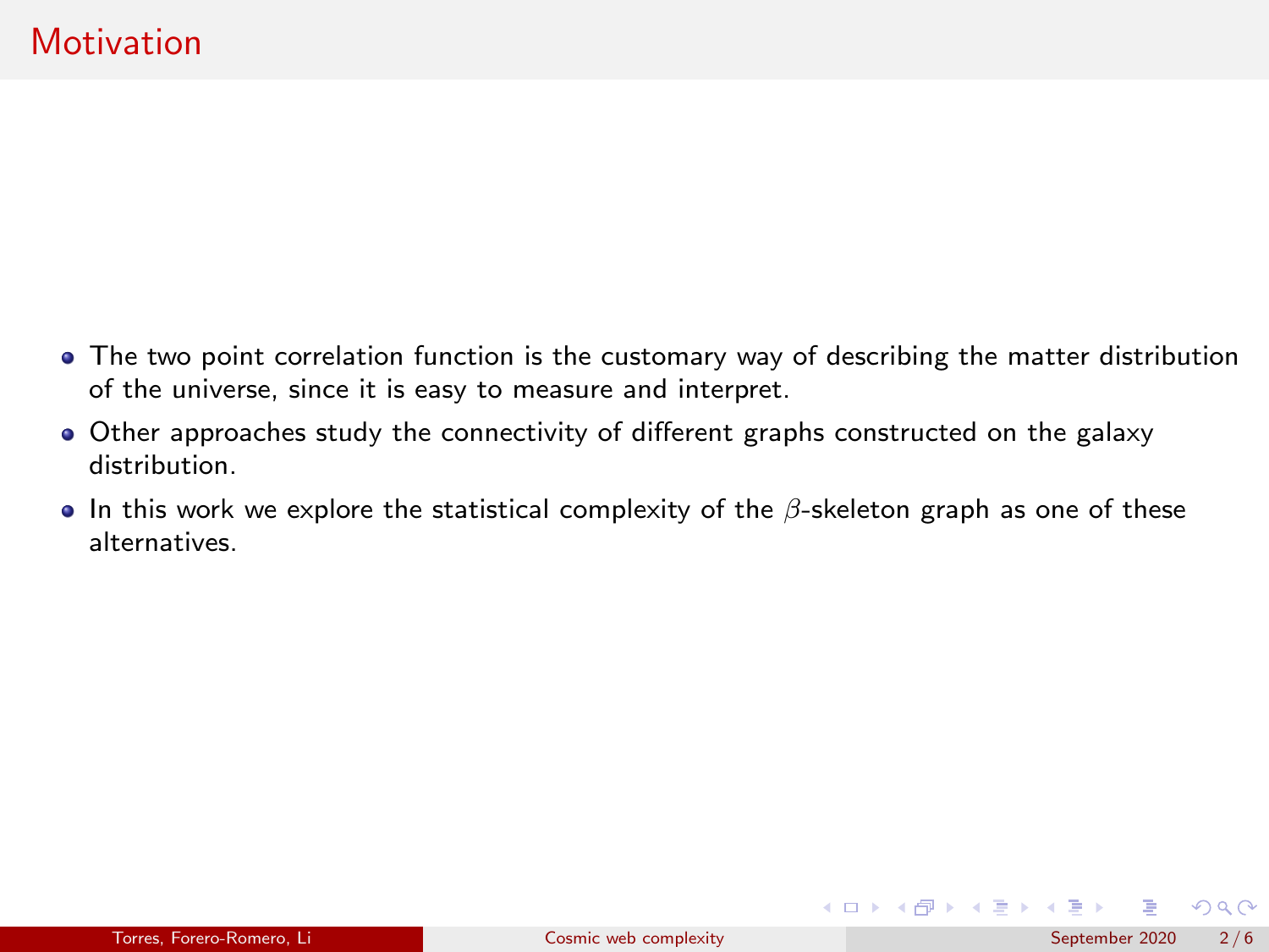# Motivation

- The two point correlation function is the customary way of describing the matter distribution of the universe, since it is easy to measure and interpret.
- Other approaches study the connectivity of different graphs constructed on the galaxy distribution.
- In this work we explore the statistical complexity of the $\beta$-skeleton graph as one of these alternatives.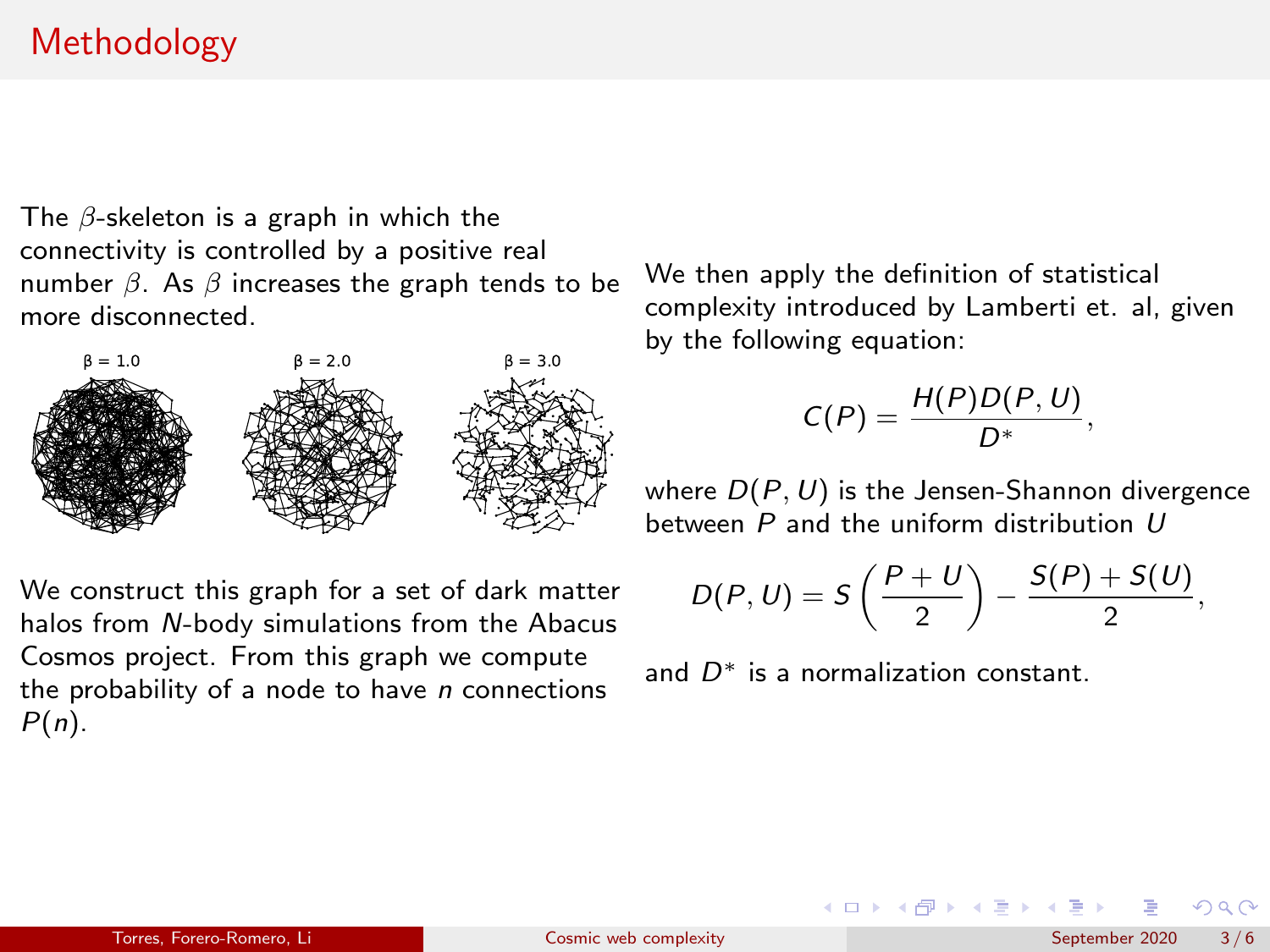# Methodology

The $\beta$-skeleton is a graph in which the connectivity is controlled by a positive real number $\beta$. As $\beta$ increases the graph tends to be more disconnected.

β = 1.0 β = 2.0 β = 3.0

We construct this graph for a set of dark matter halos from $N$-body simulations from the Abacus Cosmos project. From this graph we compute the probability of a node to have $n$ connections $P(n)$.

We then apply the definition of statistical complexity introduced by Lamberti et. al, given by the following equation:

$$C(P) = \frac{H(P)D(P,U)}{D^*},$$

where $D(P,U)$ is the Jensen-Shannon divergence between $P$ and the uniform distribution $U$

$$D(P,U) = S\left(\frac{P+U}{2}\right) - \frac{S(P)+S(U)}{2},$$

and $D^*$ is a normalization constant.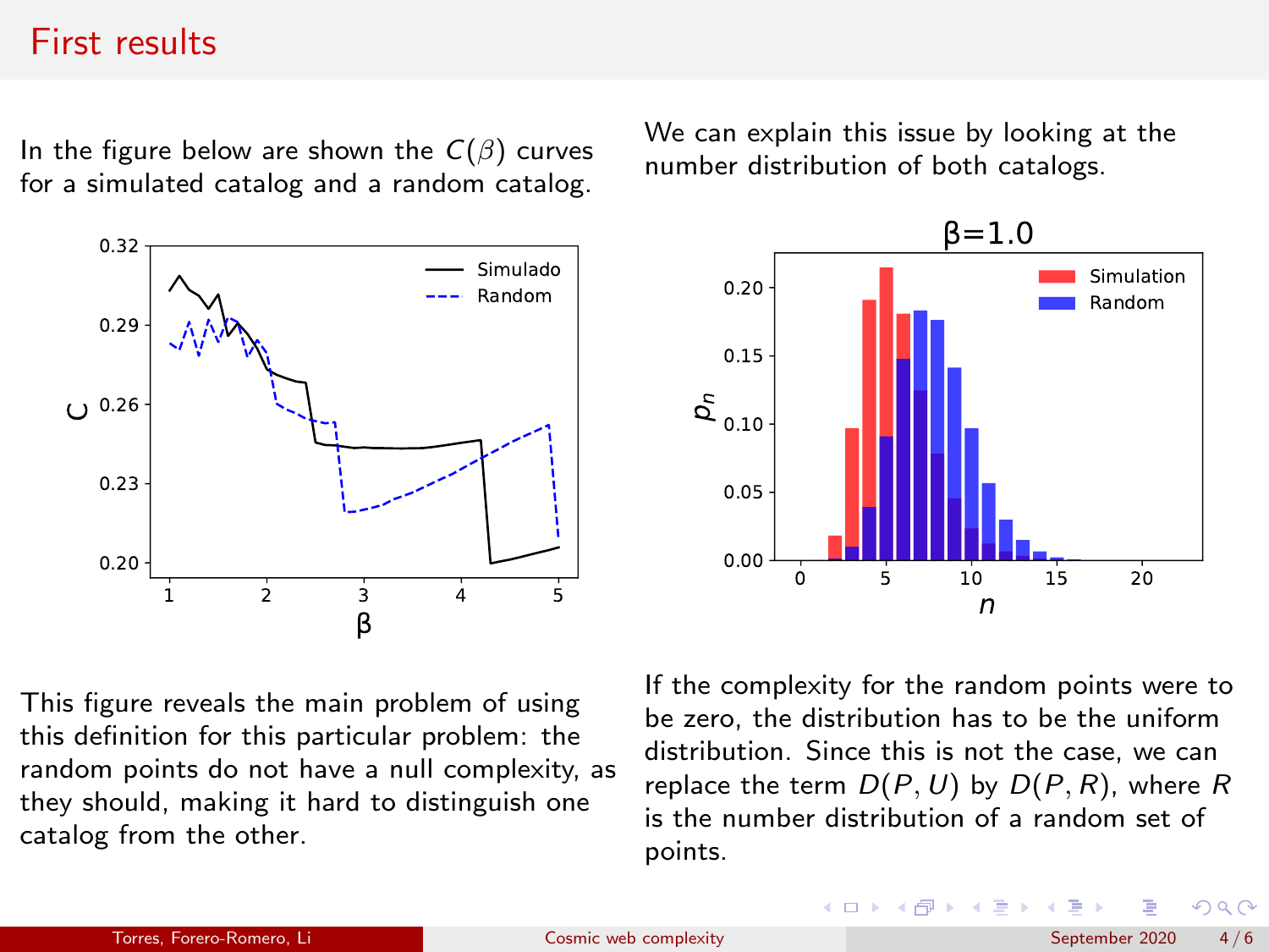# First results

In the figure below are shown the $C(\beta)$ curves for a simulated catalog and a random catalog.

This figure reveals the main problem of using this definition for this particular problem: the random points do not have a null complexity, as they should, making it hard to distinguish one catalog from the other.

We can explain this issue by looking at the number distribution of both catalogs.

If the complexity for the random points were to be zero, the distribution has to be the uniform distribution. Since this is not the case, we can replace the term $D(P, U)$ by $D(P, R)$, where $R$ is the number distribution of a random set of points.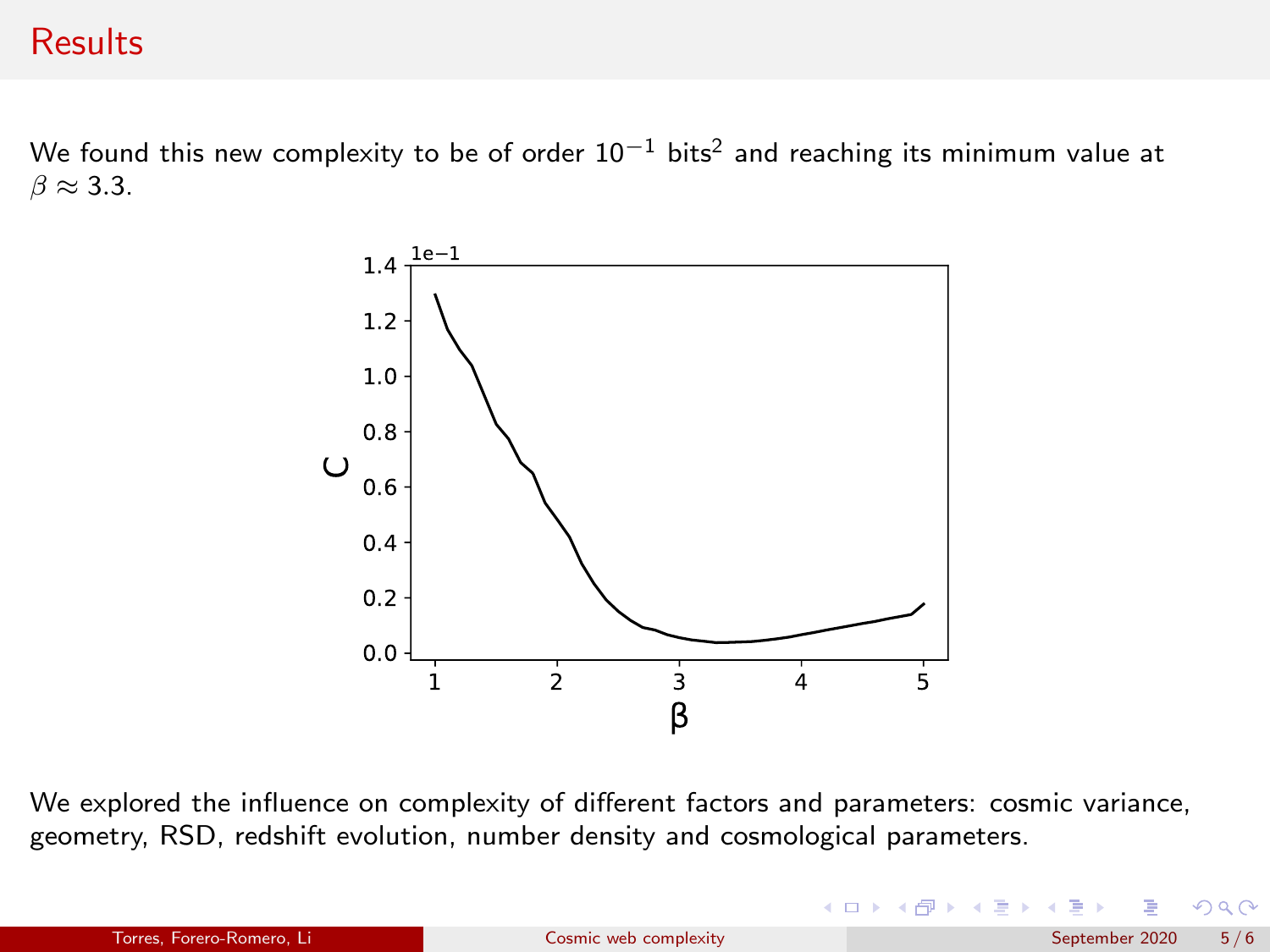# Results

We found this new complexity to be of order $10^{-1}$ bits$^2$ and reaching its minimum value at $\beta \approx 3.3$.

We explored the influence on complexity of different factors and parameters: cosmic variance, geometry, RSD, redshift evolution, number density and cosmological parameters.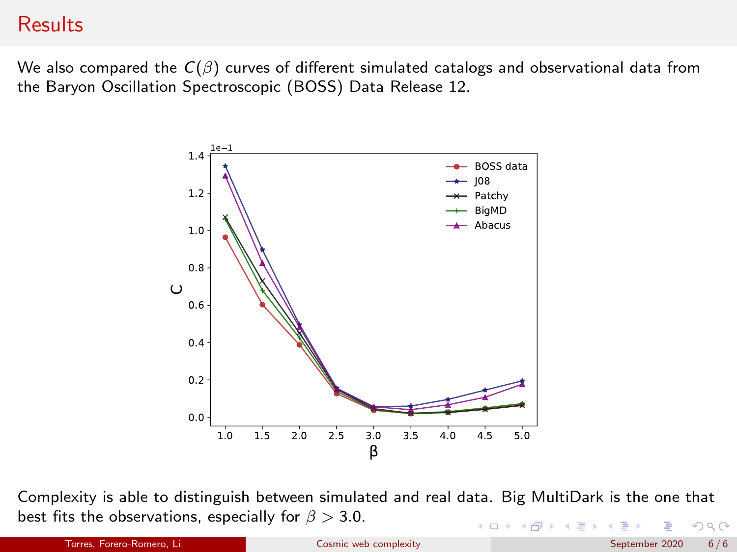# Results

We also compared the $C(\beta)$ curves of different simulated catalogs and observational data from the Baryon Oscillation Spectroscopic (BOSS) Data Release 12.

1e−1

1.4

1.2

1.0

0.8

0.6

0.4

0.2

0.0

C

1.0 1.5 2.0 2.5 3.0 3.5 4.0 4.5 5.0

β

BOSS data

J08

Patchy

BigMD

Abacus

Complexity is able to distinguish between simulated and real data. Big MultiDark is the one that best fits the observations, especially for $\beta > 3.0$.